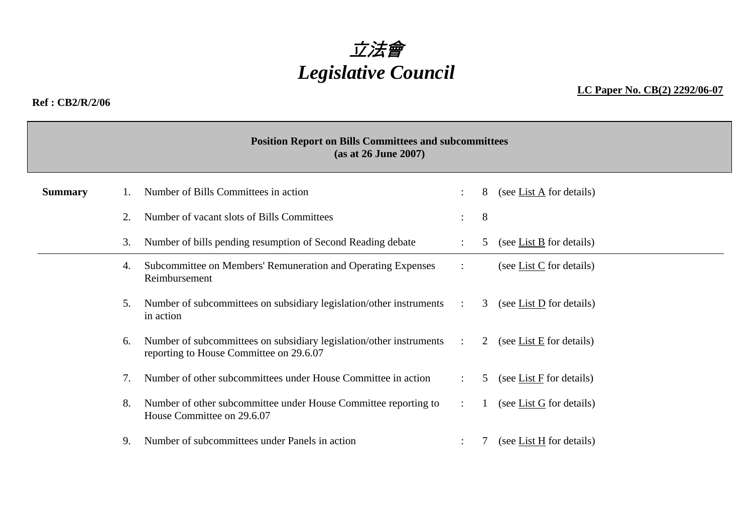# *立法會*
# *Legislative Council*

**LC Paper No. CB(2) 2292/06-07**

**Ref : CB2/R/2/06**

**Position Report on Bills Committees and subcommittees**
**(as at 26 June 2007)**

| **Summary** | | | | | |
|---|---|---|---|---|---|
| | 1. | Number of Bills Committees in action | : | 8 | (see List A for details) |
| | 2. | Number of vacant slots of Bills Committees | : | 8 | |
| | 3. | Number of bills pending resumption of Second Reading debate | : | 5 | (see List B for details) |
| | 4. | Subcommittee on Members' Remuneration and Operating Expenses Reimbursement | : | | (see List C for details) |
| | 5. | Number of subcommittees on subsidiary legislation/other instruments in action | : | 3 | (see List D for details) |
| | 6. | Number of subcommittees on subsidiary legislation/other instruments reporting to House Committee on 29.6.07 | : | 2 | (see List E for details) |
| | 7. | Number of other subcommittees under House Committee in action | : | 5 | (see List F for details) |
| | 8. | Number of other subcommittee under House Committee reporting to House Committee on 29.6.07 | : | 1 | (see List G for details) |
| | 9. | Number of subcommittees under Panels in action | : | 7 | (see List H for details) |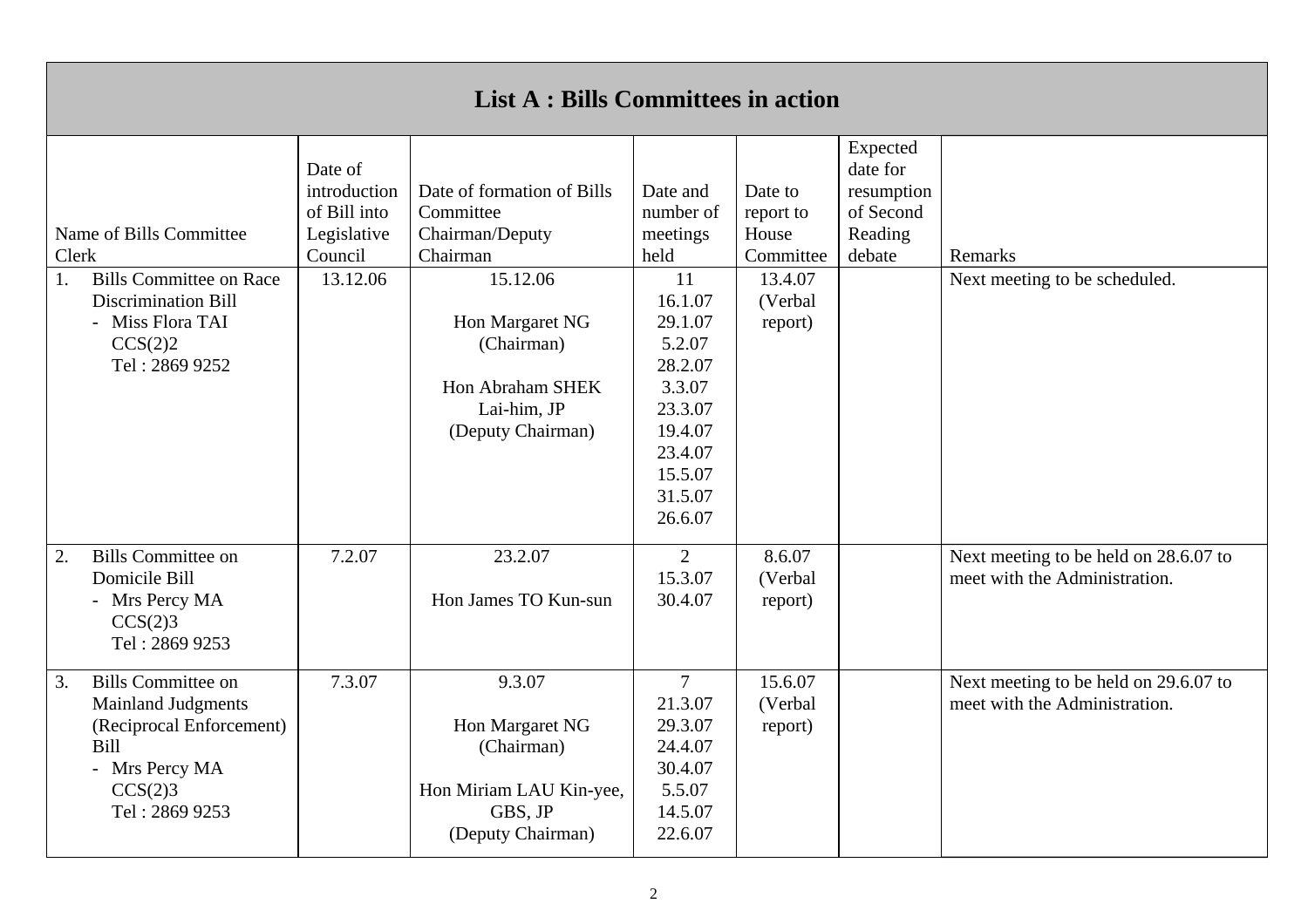## List A : Bills Committees in action

| Name of Bills Committee<br>Clerk | Date of introduction of Bill into Legislative Council | Date of formation of Bills Committee<br>Chairman/Deputy Chairman | Date and number of meetings held | Date to report to House Committee | Expected date for resumption of Second Reading debate | Remarks |
|---|---|---|---|---|---|---|
| 1. Bills Committee on Race Discrimination Bill<br>- Miss Flora TAI<br>CCS(2)2<br>Tel : 2869 9252 | 13.12.06 | 15.12.06<br><br>Hon Margaret NG<br>(Chairman)<br><br>Hon Abraham SHEK Lai-him, JP<br>(Deputy Chairman) | 11<br>16.1.07<br>29.1.07<br>5.2.07<br>28.2.07<br>3.3.07<br>23.3.07<br>19.4.07<br>23.4.07<br>15.5.07<br>31.5.07<br>26.6.07 | 13.4.07<br>(Verbal report) | | Next meeting to be scheduled. |
| 2. Bills Committee on Domicile Bill<br>- Mrs Percy MA<br>CCS(2)3<br>Tel : 2869 9253 | 7.2.07 | 23.2.07<br><br>Hon James TO Kun-sun | 2<br>15.3.07<br>30.4.07 | 8.6.07<br>(Verbal report) | | Next meeting to be held on 28.6.07 to meet with the Administration. |
| 3. Bills Committee on Mainland Judgments (Reciprocal Enforcement) Bill<br>- Mrs Percy MA<br>CCS(2)3<br>Tel : 2869 9253 | 7.3.07 | 9.3.07<br><br>Hon Margaret NG<br>(Chairman)<br><br>Hon Miriam LAU Kin-yee, GBS, JP<br>(Deputy Chairman) | 7<br>21.3.07<br>29.3.07<br>24.4.07<br>30.4.07<br>5.5.07<br>14.5.07<br>22.6.07 | 15.6.07<br>(Verbal report) | | Next meeting to be held on 29.6.07 to meet with the Administration. |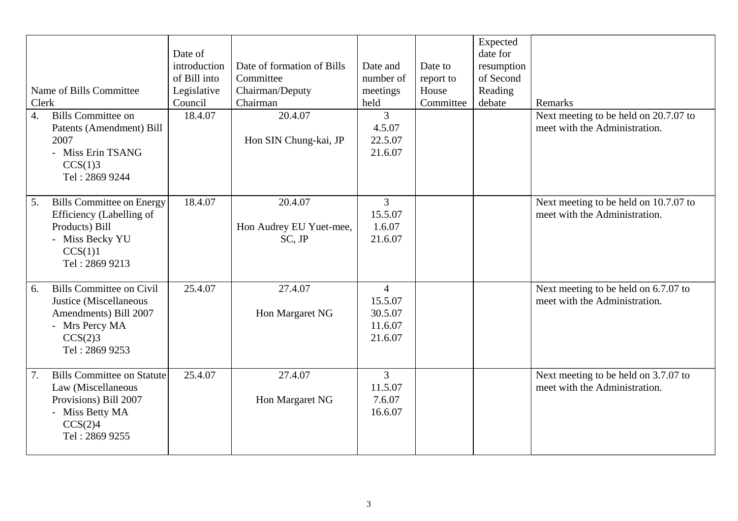| Name of Bills Committee Clerk | Date of introduction of Bill into Legislative Council | Date of formation of Bills Committee Chairman/Deputy Chairman | Date and number of meetings held | Date to report to House Committee | Expected date for resumption of Second Reading debate | Remarks |
|---|---|---|---|---|---|---|
| 4. Bills Committee on Patents (Amendment) Bill 2007<br>- Miss Erin TSANG<br>CCS(1)3<br>Tel : 2869 9244 | 18.4.07 | 20.4.07<br><br>Hon SIN Chung-kai, JP | 3<br>4.5.07<br>22.5.07<br>21.6.07 | | | Next meeting to be held on 20.7.07 to meet with the Administration. |
| 5. Bills Committee on Energy Efficiency (Labelling of Products) Bill<br>- Miss Becky YU<br>CCS(1)1<br>Tel : 2869 9213 | 18.4.07 | 20.4.07<br><br>Hon Audrey EU Yuet-mee, SC, JP | 3<br>15.5.07<br>1.6.07<br>21.6.07 | | | Next meeting to be held on 10.7.07 to meet with the Administration. |
| 6. Bills Committee on Civil Justice (Miscellaneous Amendments) Bill 2007<br>- Mrs Percy MA<br>CCS(2)3<br>Tel : 2869 9253 | 25.4.07 | 27.4.07<br><br>Hon Margaret NG | 4<br>15.5.07<br>30.5.07<br>11.6.07<br>21.6.07 | | | Next meeting to be held on 6.7.07 to meet with the Administration. |
| 7. Bills Committee on Statute Law (Miscellaneous Provisions) Bill 2007<br>- Miss Betty MA<br>CCS(2)4<br>Tel : 2869 9255 | 25.4.07 | 27.4.07<br><br>Hon Margaret NG | 3<br>11.5.07<br>7.6.07<br>16.6.07 | | | Next meeting to be held on 3.7.07 to meet with the Administration. |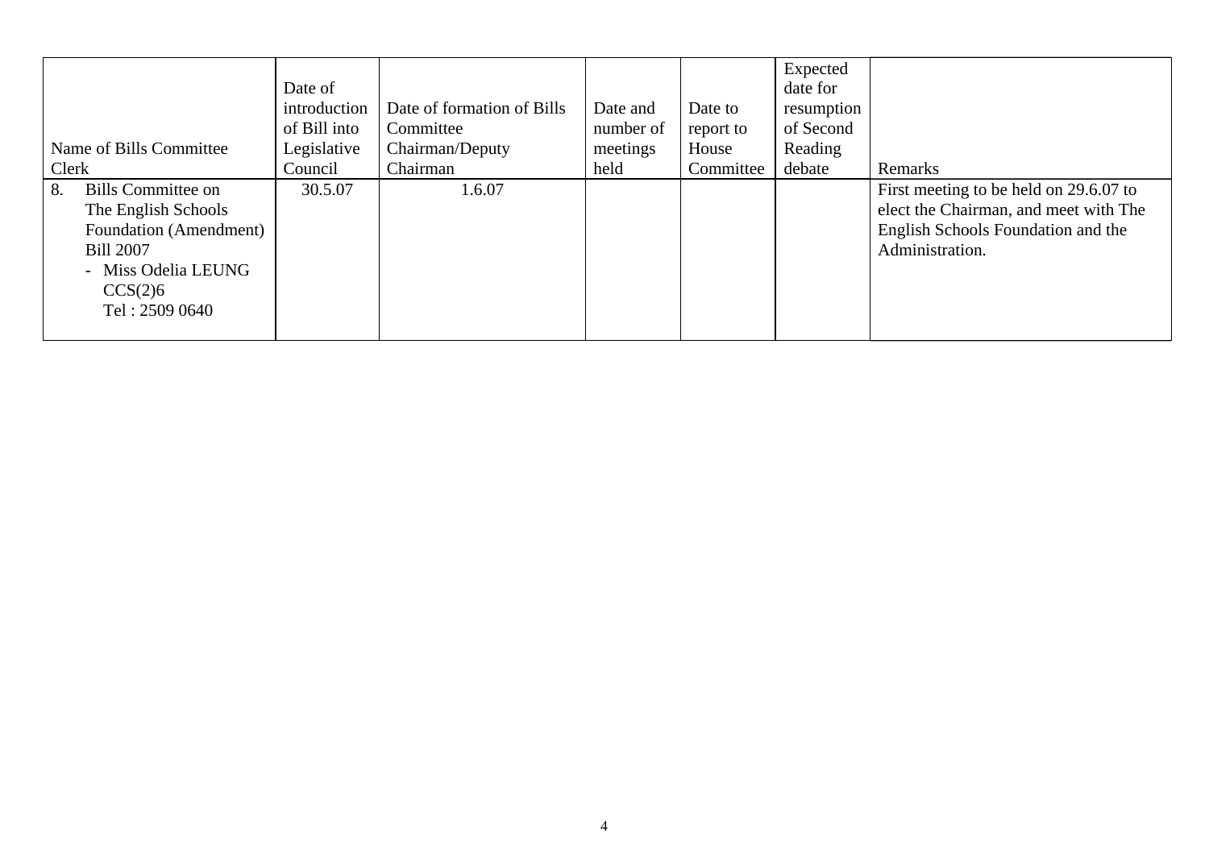| Name of Bills Committee<br>Clerk | Date of introduction of Bill into Legislative Council | Date of formation of Bills Committee<br>Chairman/Deputy Chairman | Date and number of meetings held | Date to report to House Committee | Expected date for resumption of Second Reading debate | Remarks |
|---|---|---|---|---|---|---|
| 8. Bills Committee on The English Schools Foundation (Amendment) Bill 2007<br>- Miss Odelia LEUNG<br>CCS(2)6<br>Tel : 2509 0640 | 30.5.07 | 1.6.07 | | | | First meeting to be held on 29.6.07 to elect the Chairman, and meet with The English Schools Foundation and the Administration. |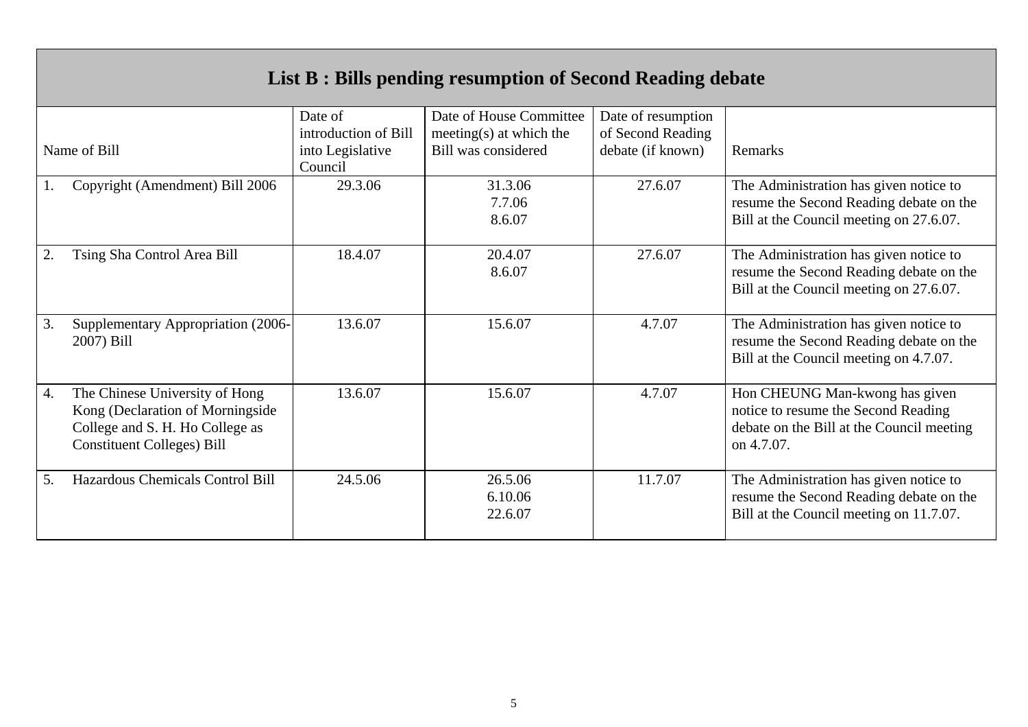## List B : Bills pending resumption of Second Reading debate

| Name of Bill | Date of introduction of Bill into Legislative Council | Date of House Committee meeting(s) at which the Bill was considered | Date of resumption of Second Reading debate (if known) | Remarks |
|---|---|---|---|---|
| 1. Copyright (Amendment) Bill 2006 | 29.3.06 | 31.3.06<br>7.7.06<br>8.6.07 | 27.6.07 | The Administration has given notice to resume the Second Reading debate on the Bill at the Council meeting on 27.6.07. |
| 2. Tsing Sha Control Area Bill | 18.4.07 | 20.4.07<br>8.6.07 | 27.6.07 | The Administration has given notice to resume the Second Reading debate on the Bill at the Council meeting on 27.6.07. |
| 3. Supplementary Appropriation (2006-2007) Bill | 13.6.07 | 15.6.07 | 4.7.07 | The Administration has given notice to resume the Second Reading debate on the Bill at the Council meeting on 4.7.07. |
| 4. The Chinese University of Hong Kong (Declaration of Morningside College and S. H. Ho College as Constituent Colleges) Bill | 13.6.07 | 15.6.07 | 4.7.07 | Hon CHEUNG Man-kwong has given notice to resume the Second Reading debate on the Bill at the Council meeting on 4.7.07. |
| 5. Hazardous Chemicals Control Bill | 24.5.06 | 26.5.06<br>6.10.06<br>22.6.07 | 11.7.07 | The Administration has given notice to resume the Second Reading debate on the Bill at the Council meeting on 11.7.07. |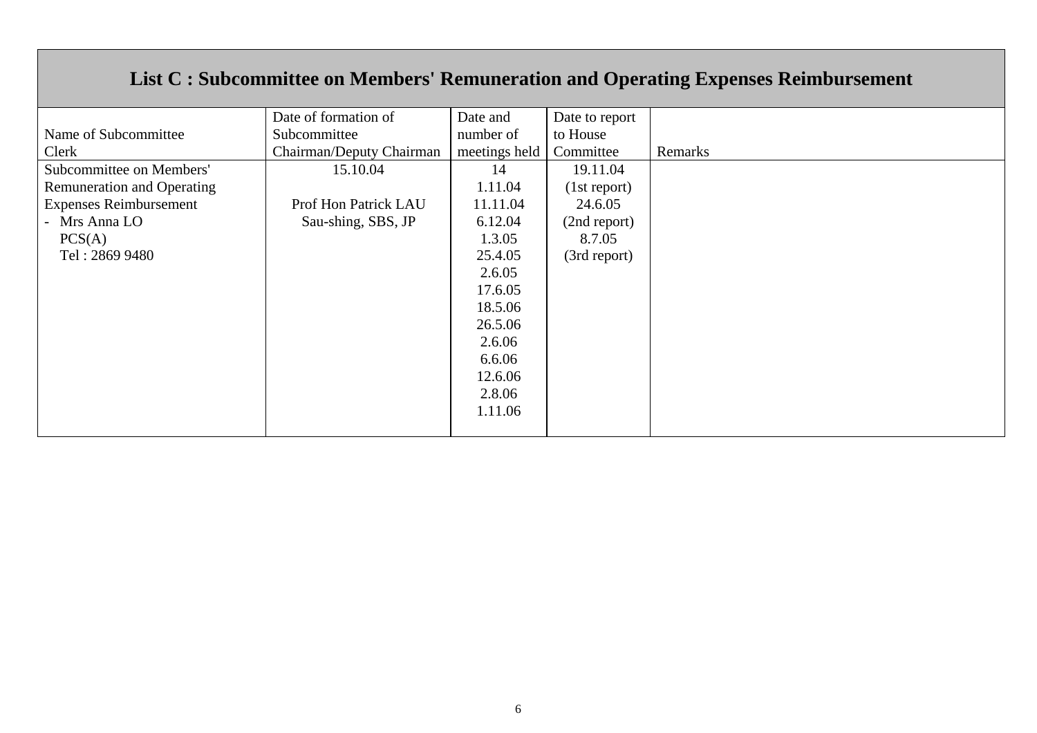## List C : Subcommittee on Members' Remuneration and Operating Expenses Reimbursement

| Name of Subcommittee<br>Clerk | Date of formation of Subcommittee<br>Chairman/Deputy Chairman | Date and number of meetings held | Date to report to House Committee | Remarks |
|---|---|---|---|---|
| Subcommittee on Members' Remuneration and Operating Expenses Reimbursement<br>- Mrs Anna LO<br>PCS(A)<br>Tel : 2869 9480 | 15.10.04<br><br>Prof Hon Patrick LAU Sau-shing, SBS, JP | 14<br>1.11.04<br>11.11.04<br>6.12.04<br>1.3.05<br>25.4.05<br>2.6.05<br>17.6.05<br>18.5.06<br>26.5.06<br>2.6.06<br>6.6.06<br>12.6.06<br>2.8.06<br>1.11.06 | 19.11.04<br>(1st report)<br>24.6.05<br>(2nd report)<br>8.7.05<br>(3rd report) | |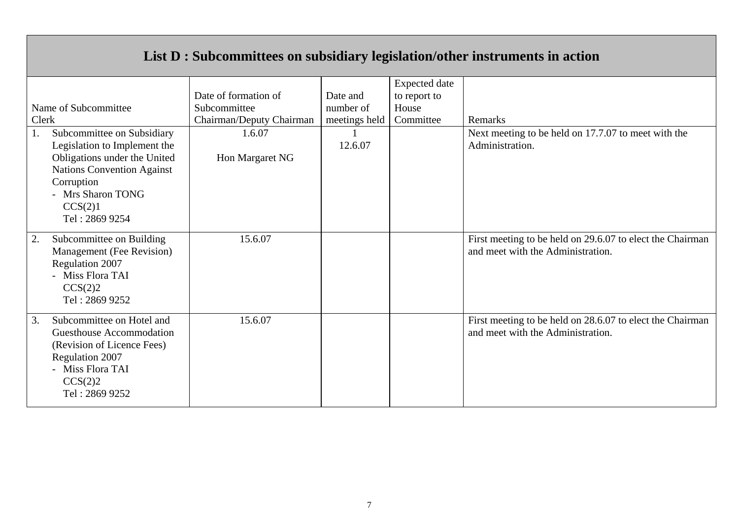## List D : Subcommittees on subsidiary legislation/other instruments in action

| Name of Subcommittee<br>Clerk | Date of formation of Subcommittee<br>Chairman/Deputy Chairman | Date and number of meetings held | Expected date to report to House Committee | Remarks |
|---|---|---|---|---|
| 1. Subcommittee on Subsidiary Legislation to Implement the Obligations under the United Nations Convention Against Corruption<br>- Mrs Sharon TONG<br>CCS(2)1<br>Tel : 2869 9254 | 1.6.07<br><br>Hon Margaret NG | 1<br>12.6.07 | | Next meeting to be held on 17.7.07 to meet with the Administration. |
| 2. Subcommittee on Building Management (Fee Revision) Regulation 2007<br>- Miss Flora TAI<br>CCS(2)2<br>Tel : 2869 9252 | 15.6.07 | | | First meeting to be held on 29.6.07 to elect the Chairman and meet with the Administration. |
| 3. Subcommittee on Hotel and Guesthouse Accommodation (Revision of Licence Fees) Regulation 2007<br>- Miss Flora TAI<br>CCS(2)2<br>Tel : 2869 9252 | 15.6.07 | | | First meeting to be held on 28.6.07 to elect the Chairman and meet with the Administration. |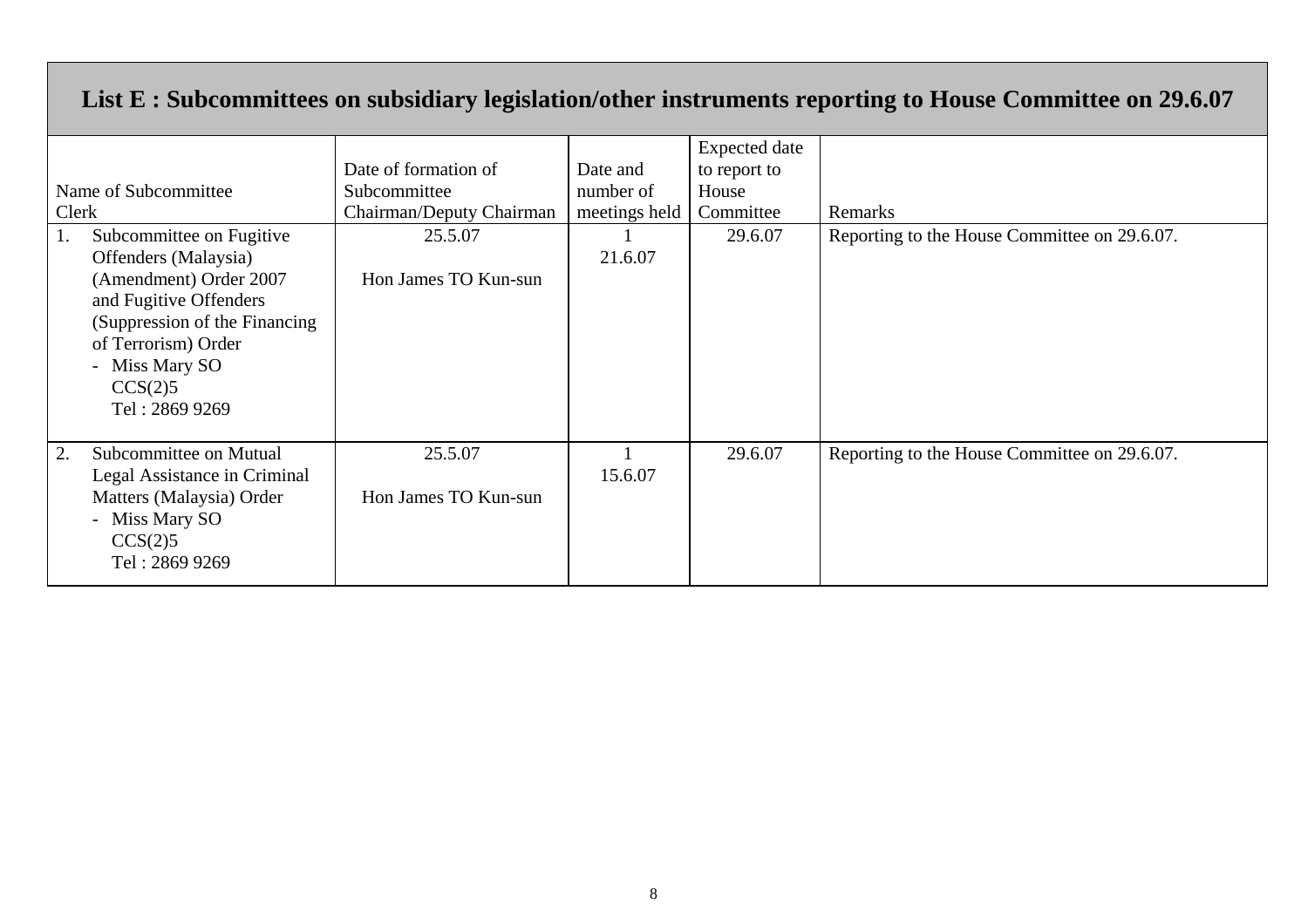## List E : Subcommittees on subsidiary legislation/other instruments reporting to House Committee on 29.6.07

| Name of Subcommittee<br>Clerk | Date of formation of Subcommittee<br>Chairman/Deputy Chairman | Date and number of meetings held | Expected date to report to House Committee | Remarks |
|---|---|---|---|---|
| 1. Subcommittee on Fugitive Offenders (Malaysia) (Amendment) Order 2007 and Fugitive Offenders (Suppression of the Financing of Terrorism) Order<br>- Miss Mary SO<br>CCS(2)5<br>Tel : 2869 9269 | 25.5.07<br><br>Hon James TO Kun-sun | 1<br>21.6.07 | 29.6.07 | Reporting to the House Committee on 29.6.07. |
| 2. Subcommittee on Mutual Legal Assistance in Criminal Matters (Malaysia) Order<br>- Miss Mary SO<br>CCS(2)5<br>Tel : 2869 9269 | 25.5.07<br><br>Hon James TO Kun-sun | 1<br>15.6.07 | 29.6.07 | Reporting to the House Committee on 29.6.07. |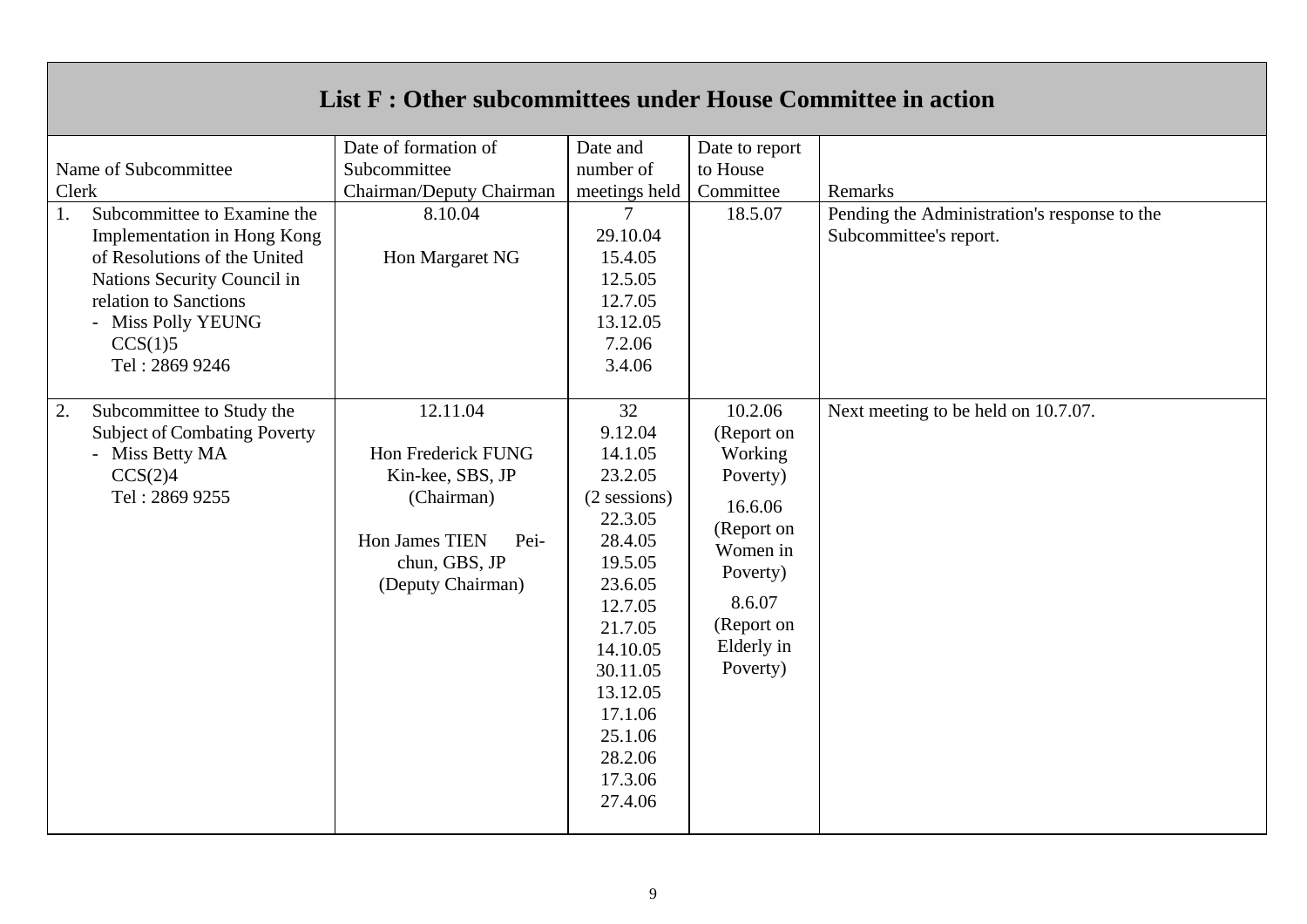## List F : Other subcommittees under House Committee in action

| Name of Subcommittee<br>Clerk | Date of formation of Subcommittee<br>Chairman/Deputy Chairman | Date and number of meetings held | Date to report to House Committee | Remarks |
|---|---|---|---|---|
| 1. Subcommittee to Examine the Implementation in Hong Kong of Resolutions of the United Nations Security Council in relation to Sanctions<br>- Miss Polly YEUNG<br>CCS(1)5<br>Tel : 2869 9246 | 8.10.04<br><br>Hon Margaret NG | 7<br>29.10.04<br>15.4.05<br>12.5.05<br>12.7.05<br>13.12.05<br>7.2.06<br>3.4.06 | 18.5.07 | Pending the Administration's response to the Subcommittee's report. |
| 2. Subcommittee to Study the Subject of Combating Poverty<br>- Miss Betty MA<br>CCS(2)4<br>Tel : 2869 9255 | 12.11.04<br><br>Hon Frederick FUNG Kin-kee, SBS, JP<br>(Chairman)<br><br>Hon James TIEN Pei-chun, GBS, JP<br>(Deputy Chairman) | 32<br>9.12.04<br>14.1.05<br>23.2.05<br>(2 sessions)<br>22.3.05<br>28.4.05<br>19.5.05<br>23.6.05<br>12.7.05<br>21.7.05<br>14.10.05<br>30.11.05<br>13.12.05<br>17.1.06<br>25.1.06<br>28.2.06<br>17.3.06<br>27.4.06 | 10.2.06<br>(Report on Working Poverty)<br>16.6.06<br>(Report on Women in Poverty)<br>8.6.07<br>(Report on Elderly in Poverty) | Next meeting to be held on 10.7.07. |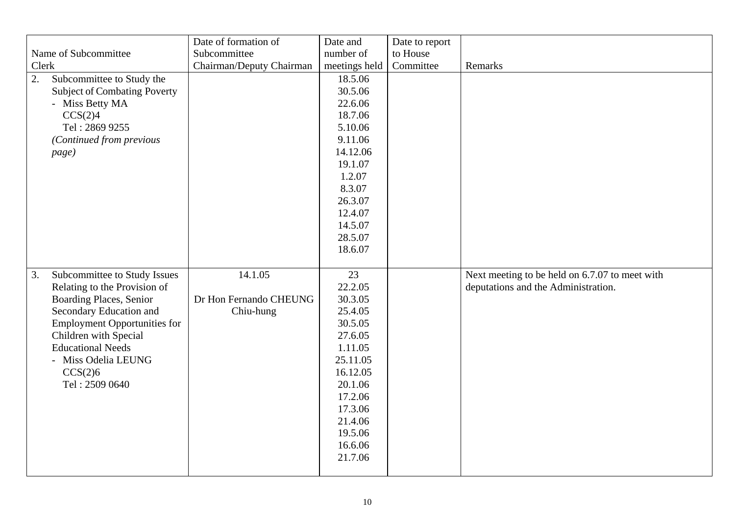| Name of Subcommittee<br>Clerk | Date of formation of Subcommittee<br>Chairman/Deputy Chairman | Date and number of meetings held | Date to report to House Committee | Remarks |
|---|---|---|---|---|
| 2. Subcommittee to Study the Subject of Combating Poverty<br>- Miss Betty MA<br>CCS(2)4<br>Tel : 2869 9255<br>*(Continued from previous page)* | | 18.5.06<br>30.5.06<br>22.6.06<br>18.7.06<br>5.10.06<br>9.11.06<br>14.12.06<br>19.1.07<br>1.2.07<br>8.3.07<br>26.3.07<br>12.4.07<br>14.5.07<br>28.5.07<br>18.6.07 | | |
| 3. Subcommittee to Study Issues Relating to the Provision of Boarding Places, Senior Secondary Education and Employment Opportunities for Children with Special Educational Needs<br>- Miss Odelia LEUNG<br>CCS(2)6<br>Tel : 2509 0640 | 14.1.05<br><br>Dr Hon Fernando CHEUNG Chiu-hung | 23<br>22.2.05<br>30.3.05<br>25.4.05<br>30.5.05<br>27.6.05<br>1.11.05<br>25.11.05<br>16.12.05<br>20.1.06<br>17.2.06<br>17.3.06<br>21.4.06<br>19.5.06<br>16.6.06<br>21.7.06 | | Next meeting to be held on 6.7.07 to meet with deputations and the Administration. |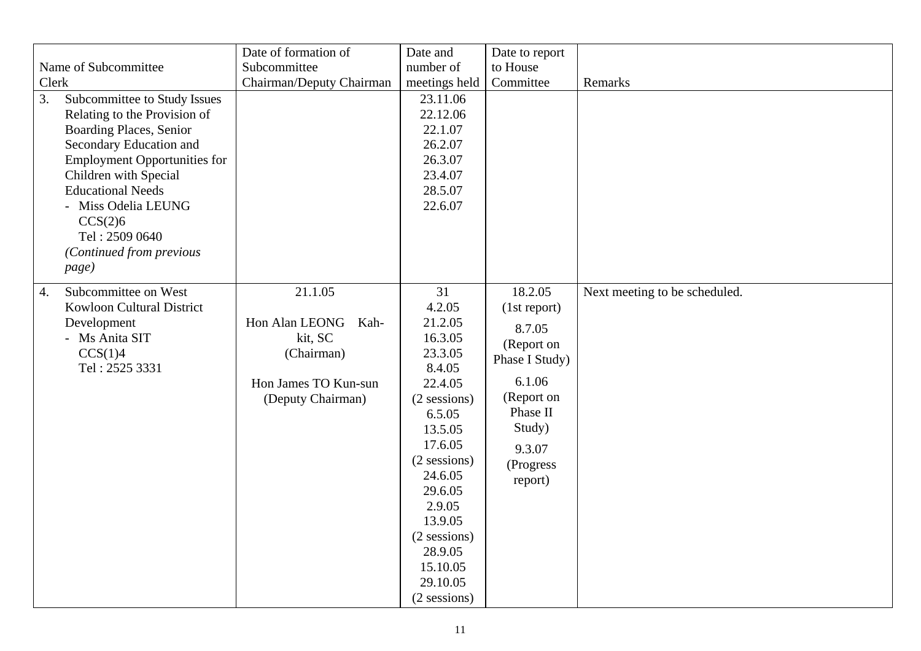| Name of Subcommittee<br>Clerk | Date of formation of Subcommittee<br>Chairman/Deputy Chairman | Date and number of meetings held | Date to report to House Committee | Remarks |
|---|---|---|---|---|
| 3. Subcommittee to Study Issues Relating to the Provision of Boarding Places, Senior Secondary Education and Employment Opportunities for Children with Special Educational Needs<br>- Miss Odelia LEUNG<br>CCS(2)6<br>Tel : 2509 0640<br>*(Continued from previous page)* | | 23.11.06<br>22.12.06<br>22.1.07<br>26.2.07<br>26.3.07<br>23.4.07<br>28.5.07<br>22.6.07 | | |
| 4. Subcommittee on West Kowloon Cultural District Development<br>- Ms Anita SIT<br>CCS(1)4<br>Tel : 2525 3331 | 21.1.05<br><br>Hon Alan LEONG Kah-kit, SC<br>(Chairman)<br><br>Hon James TO Kun-sun<br>(Deputy Chairman) | 31<br>4.2.05<br>21.2.05<br>16.3.05<br>23.3.05<br>8.4.05<br>22.4.05<br>(2 sessions)<br>6.5.05<br>13.5.05<br>17.6.05<br>(2 sessions)<br>24.6.05<br>29.6.05<br>2.9.05<br>13.9.05<br>(2 sessions)<br>28.9.05<br>15.10.05<br>29.10.05<br>(2 sessions) | 18.2.05<br>(1st report)<br>8.7.05<br>(Report on Phase I Study)<br>6.1.06<br>(Report on Phase II Study)<br>9.3.07<br>(Progress report) | Next meeting to be scheduled. |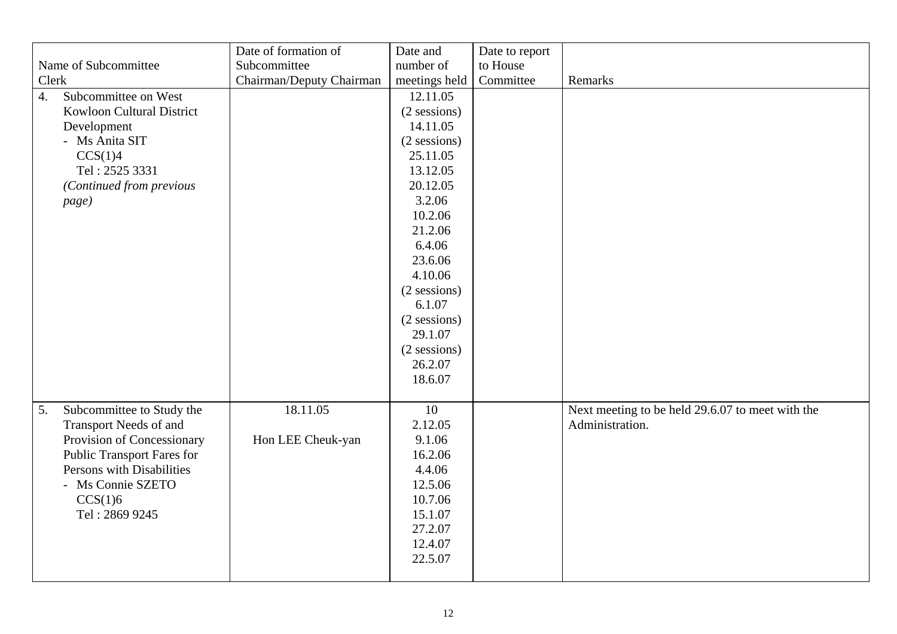| Name of Subcommittee<br>Clerk | Date of formation of Subcommittee<br>Chairman/Deputy Chairman | Date and number of meetings held | Date to report to House Committee | Remarks |
|---|---|---|---|---|
| 4. Subcommittee on West Kowloon Cultural District Development<br>- Ms Anita SIT<br>CCS(1)4<br>Tel : 2525 3331<br>*(Continued from previous page)* | | 12.11.05<br>(2 sessions)<br>14.11.05<br>(2 sessions)<br>25.11.05<br>13.12.05<br>20.12.05<br>3.2.06<br>10.2.06<br>21.2.06<br>6.4.06<br>23.6.06<br>4.10.06<br>(2 sessions)<br>6.1.07<br>(2 sessions)<br>29.1.07<br>(2 sessions)<br>26.2.07<br>18.6.07 | | |
| 5. Subcommittee to Study the Transport Needs of and Provision of Concessionary Public Transport Fares for Persons with Disabilities<br>- Ms Connie SZETO<br>CCS(1)6<br>Tel : 2869 9245 | 18.11.05<br><br>Hon LEE Cheuk-yan | 10<br>2.12.05<br>9.1.06<br>16.2.06<br>4.4.06<br>12.5.06<br>10.7.06<br>15.1.07<br>27.2.07<br>12.4.07<br>22.5.07 | | Next meeting to be held 29.6.07 to meet with the Administration. |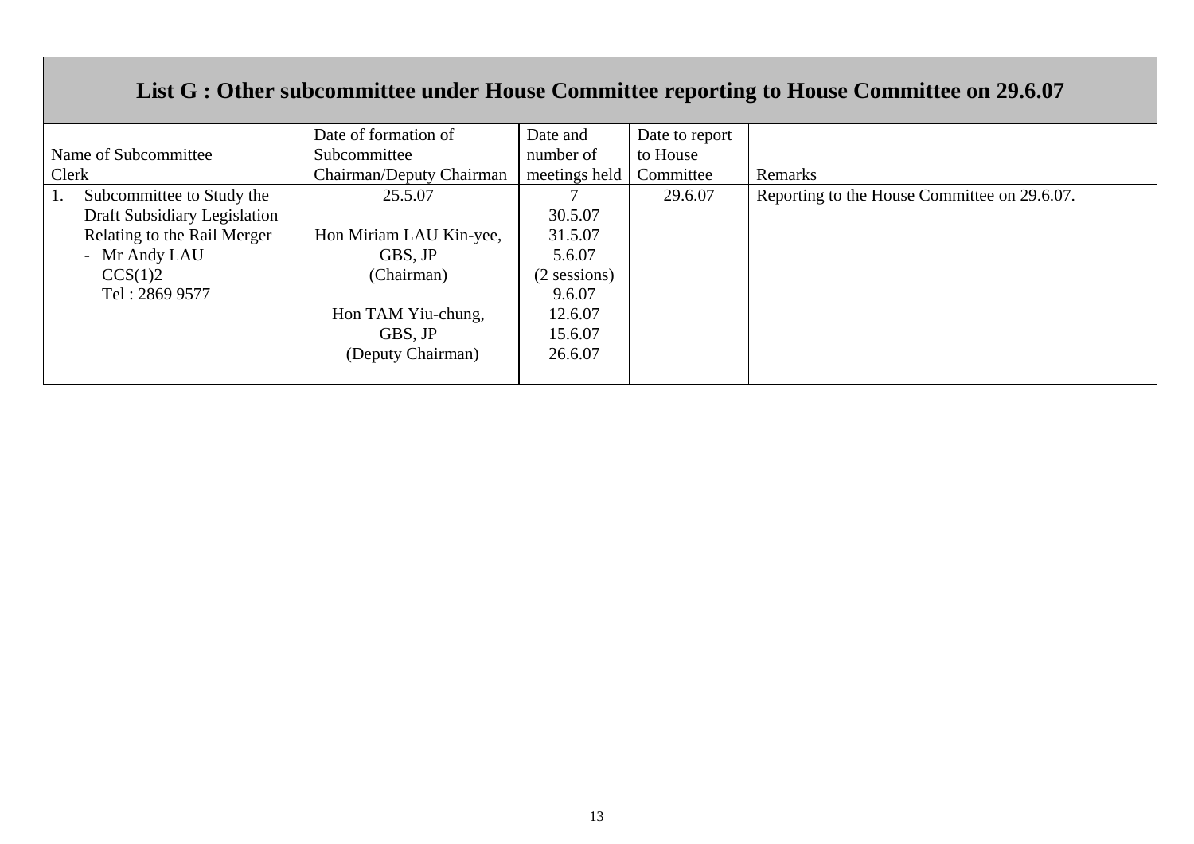## List G : Other subcommittee under House Committee reporting to House Committee on 29.6.07

| Name of Subcommittee<br>Clerk | Date of formation of Subcommittee<br>Chairman/Deputy Chairman | Date and number of meetings held | Date to report to House Committee | Remarks |
|---|---|---|---|---|
| 1. Subcommittee to Study the Draft Subsidiary Legislation Relating to the Rail Merger<br>- Mr Andy LAU<br>CCS(1)2<br>Tel : 2869 9577 | 25.5.07<br><br>Hon Miriam LAU Kin-yee, GBS, JP<br>(Chairman)<br><br>Hon TAM Yiu-chung, GBS, JP<br>(Deputy Chairman) | 7<br>30.5.07<br>31.5.07<br>5.6.07<br>(2 sessions)<br>9.6.07<br>12.6.07<br>15.6.07<br>26.6.07 | 29.6.07 | Reporting to the House Committee on 29.6.07. |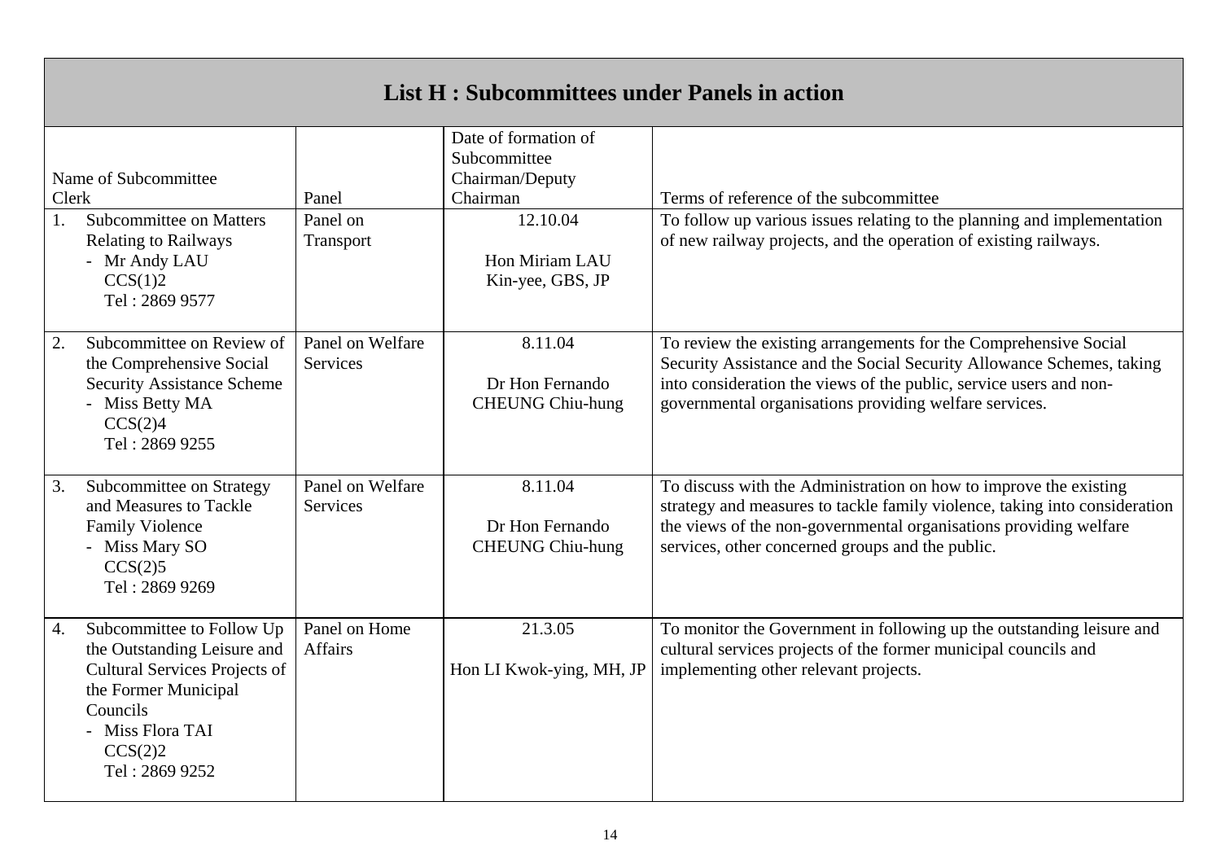## List H : Subcommittees under Panels in action

| Name of Subcommittee<br>Clerk | Panel | Date of formation of Subcommittee<br>Chairman/Deputy Chairman | Terms of reference of the subcommittee |
|---|---|---|---|
| 1. Subcommittee on Matters Relating to Railways<br>- Mr Andy LAU<br>CCS(1)2<br>Tel : 2869 9577 | Panel on Transport | 12.10.04<br><br>Hon Miriam LAU Kin-yee, GBS, JP | To follow up various issues relating to the planning and implementation of new railway projects, and the operation of existing railways. |
| 2. Subcommittee on Review of the Comprehensive Social Security Assistance Scheme<br>- Miss Betty MA<br>CCS(2)4<br>Tel : 2869 9255 | Panel on Welfare Services | 8.11.04<br><br>Dr Hon Fernando CHEUNG Chiu-hung | To review the existing arrangements for the Comprehensive Social Security Assistance and the Social Security Allowance Schemes, taking into consideration the views of the public, service users and non-governmental organisations providing welfare services. |
| 3. Subcommittee on Strategy and Measures to Tackle Family Violence<br>- Miss Mary SO<br>CCS(2)5<br>Tel : 2869 9269 | Panel on Welfare Services | 8.11.04<br><br>Dr Hon Fernando CHEUNG Chiu-hung | To discuss with the Administration on how to improve the existing strategy and measures to tackle family violence, taking into consideration the views of the non-governmental organisations providing welfare services, other concerned groups and the public. |
| 4. Subcommittee to Follow Up the Outstanding Leisure and Cultural Services Projects of the Former Municipal Councils<br>- Miss Flora TAI<br>CCS(2)2<br>Tel : 2869 9252 | Panel on Home Affairs | 21.3.05<br><br>Hon LI Kwok-ying, MH, JP | To monitor the Government in following up the outstanding leisure and cultural services projects of the former municipal councils and implementing other relevant projects. |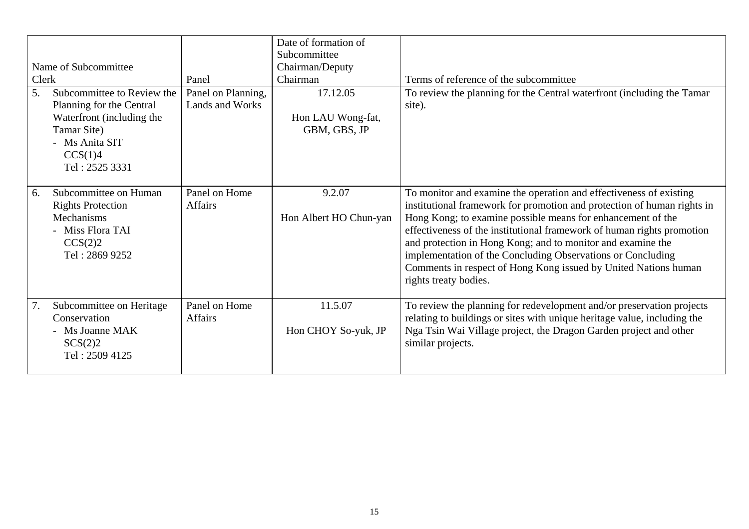| Name of Subcommittee<br>Clerk | Panel | Date of formation of Subcommittee<br>Chairman/Deputy Chairman | Terms of reference of the subcommittee |
|---|---|---|---|
| 5. Subcommittee to Review the Planning for the Central Waterfront (including the Tamar Site)<br>- Ms Anita SIT<br>CCS(1)4<br>Tel : 2525 3331 | Panel on Planning, Lands and Works | 17.12.05<br><br>Hon LAU Wong-fat, GBM, GBS, JP | To review the planning for the Central waterfront (including the Tamar site). |
| 6. Subcommittee on Human Rights Protection Mechanisms<br>- Miss Flora TAI<br>CCS(2)2<br>Tel : 2869 9252 | Panel on Home Affairs | 9.2.07<br><br>Hon Albert HO Chun-yan | To monitor and examine the operation and effectiveness of existing institutional framework for promotion and protection of human rights in Hong Kong; to examine possible means for enhancement of the effectiveness of the institutional framework of human rights promotion and protection in Hong Kong; and to monitor and examine the implementation of the Concluding Observations or Concluding Comments in respect of Hong Kong issued by United Nations human rights treaty bodies. |
| 7. Subcommittee on Heritage Conservation<br>- Ms Joanne MAK<br>SCS(2)2<br>Tel : 2509 4125 | Panel on Home Affairs | 11.5.07<br><br>Hon CHOY So-yuk, JP | To review the planning for redevelopment and/or preservation projects relating to buildings or sites with unique heritage value, including the Nga Tsin Wai Village project, the Dragon Garden project and other similar projects. |